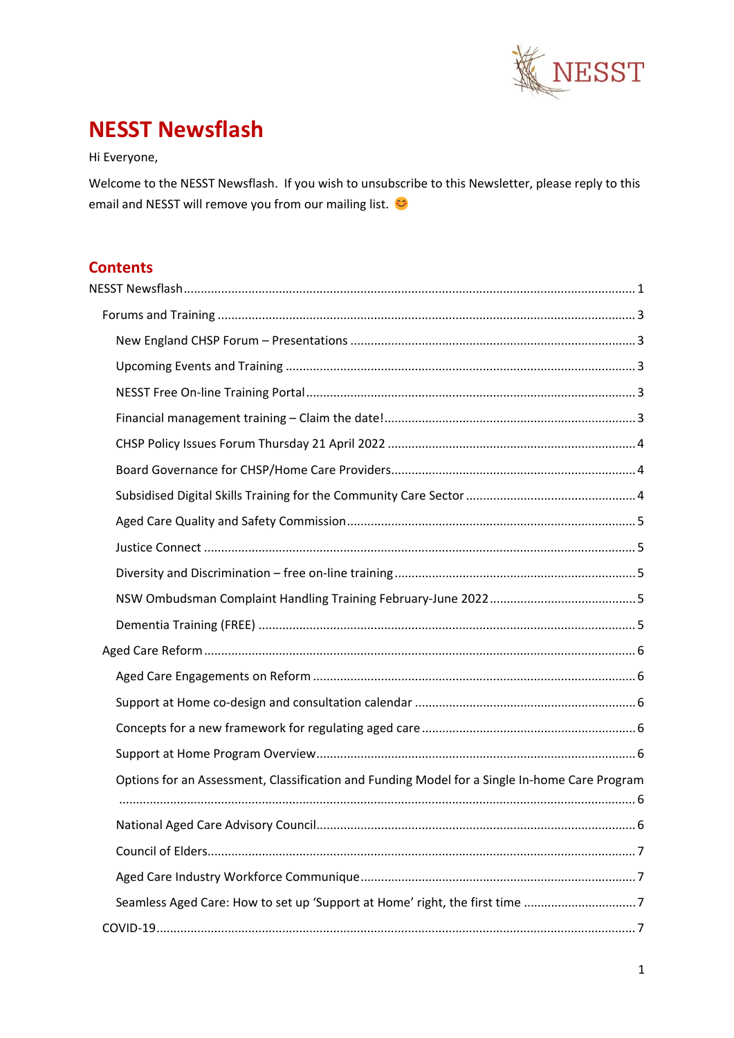# NESST Newsflash

Hi Everyone,

Welcome to the NESST Newsflash. If you wish to unsubscribe to this Newsletter, please reply to this email and NESST will remove you from our mailing list. 😊

## Contents

NESST Newsflash ..... 1

- Forums and Training ..... 3
  - New England CHSP Forum – Presentations ..... 3
  - Upcoming Events and Training ..... 3
  - NESST Free On-line Training Portal ..... 3
  - Financial management training – Claim the date! ..... 3
  - CHSP Policy Issues Forum Thursday 21 April 2022 ..... 4
  - Board Governance for CHSP/Home Care Providers ..... 4
  - Subsidised Digital Skills Training for the Community Care Sector ..... 4
  - Aged Care Quality and Safety Commission ..... 5
  - Justice Connect ..... 5
  - Diversity and Discrimination – free on-line training ..... 5
  - NSW Ombudsman Complaint Handling Training February-June 2022 ..... 5
  - Dementia Training (FREE) ..... 5
- Aged Care Reform ..... 6
  - Aged Care Engagements on Reform ..... 6
  - Support at Home co-design and consultation calendar ..... 6
  - Concepts for a new framework for regulating aged care ..... 6
  - Support at Home Program Overview ..... 6
  - Options for an Assessment, Classification and Funding Model for a Single In-home Care Program ..... 6
  - National Aged Care Advisory Council ..... 6
  - Council of Elders ..... 7
  - Aged Care Industry Workforce Communique ..... 7
  - Seamless Aged Care: How to set up 'Support at Home' right, the first time ..... 7
- COVID-19 ..... 7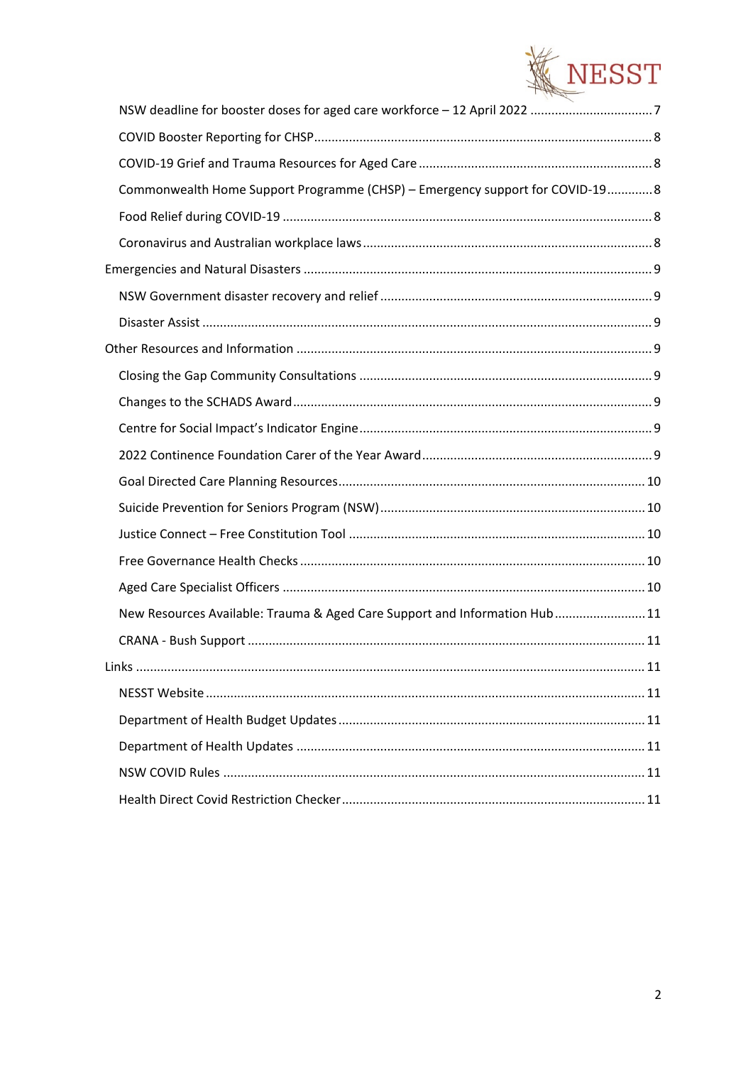- NSW deadline for booster doses for aged care workforce – 12 April 2022 .......... 7
- COVID Booster Reporting for CHSP .......... 8
- COVID-19 Grief and Trauma Resources for Aged Care .......... 8
- Commonwealth Home Support Programme (CHSP) – Emergency support for COVID-19 .......... 8
- Food Relief during COVID-19 .......... 8
- Coronavirus and Australian workplace laws .......... 8

Emergencies and Natural Disasters .......... 9

- NSW Government disaster recovery and relief .......... 9
- Disaster Assist .......... 9

Other Resources and Information .......... 9

- Closing the Gap Community Consultations .......... 9
- Changes to the SCHADS Award .......... 9
- Centre for Social Impact's Indicator Engine .......... 9
- 2022 Continence Foundation Carer of the Year Award .......... 9
- Goal Directed Care Planning Resources .......... 10
- Suicide Prevention for Seniors Program (NSW) .......... 10
- Justice Connect – Free Constitution Tool .......... 10
- Free Governance Health Checks .......... 10
- Aged Care Specialist Officers .......... 10
- New Resources Available: Trauma & Aged Care Support and Information Hub .......... 11
- CRANA - Bush Support .......... 11

Links .......... 11

- NESST Website .......... 11
- Department of Health Budget Updates .......... 11
- Department of Health Updates .......... 11
- NSW COVID Rules .......... 11
- Health Direct Covid Restriction Checker .......... 11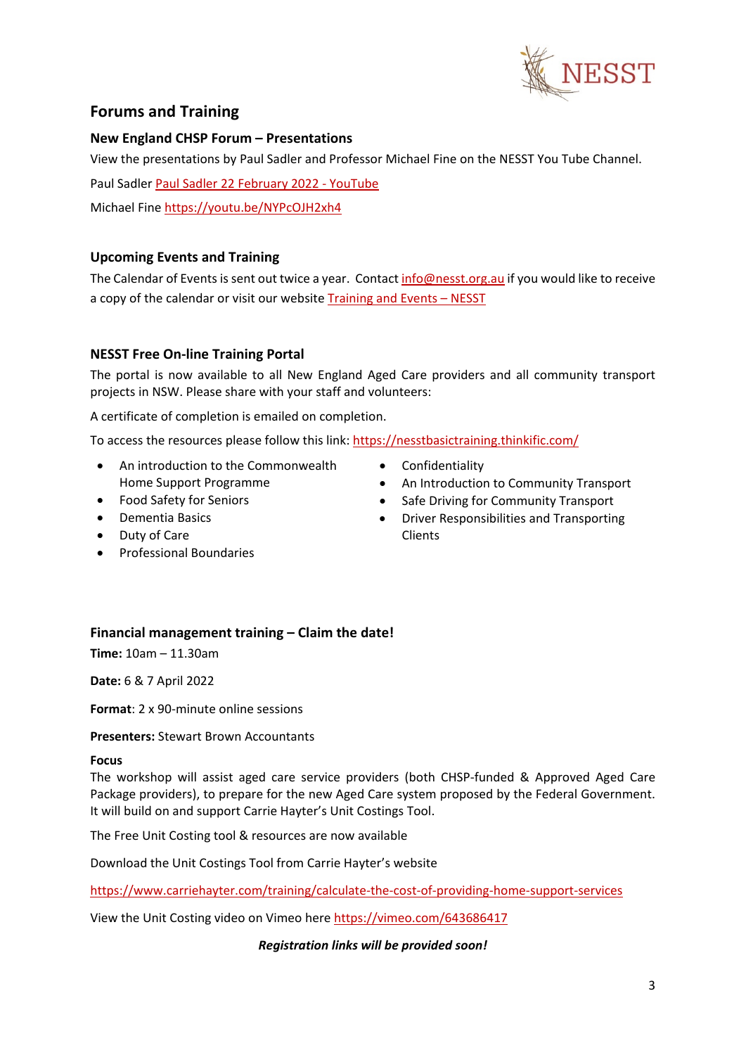## Forums and Training

### New England CHSP Forum – Presentations

View the presentations by Paul Sadler and Professor Michael Fine on the NESST You Tube Channel.

Paul Sadler Paul Sadler 22 February 2022 - YouTube

Michael Fine https://youtu.be/NYPcOJH2xh4

### Upcoming Events and Training

The Calendar of Events is sent out twice a year. Contact info@nesst.org.au if you would like to receive a copy of the calendar or visit our website Training and Events – NESST

### NESST Free On-line Training Portal

The portal is now available to all New England Aged Care providers and all community transport projects in NSW. Please share with your staff and volunteers:

A certificate of completion is emailed on completion.

To access the resources please follow this link: https://nesstbasictraining.thinkific.com/

- An introduction to the Commonwealth Home Support Programme
- Food Safety for Seniors
- Dementia Basics
- Duty of Care
- Professional Boundaries
- Confidentiality
- An Introduction to Community Transport
- Safe Driving for Community Transport
- Driver Responsibilities and Transporting Clients

### Financial management training – Claim the date!

**Time:** 10am – 11.30am

**Date:** 6 & 7 April 2022

**Format**: 2 x 90-minute online sessions

**Presenters:** Stewart Brown Accountants

**Focus**

The workshop will assist aged care service providers (both CHSP-funded & Approved Aged Care Package providers), to prepare for the new Aged Care system proposed by the Federal Government. It will build on and support Carrie Hayter's Unit Costings Tool.

The Free Unit Costing tool & resources are now available

Download the Unit Costings Tool from Carrie Hayter's website

https://www.carriehayter.com/training/calculate-the-cost-of-providing-home-support-services

View the Unit Costing video on Vimeo here https://vimeo.com/643686417

***Registration links will be provided soon!***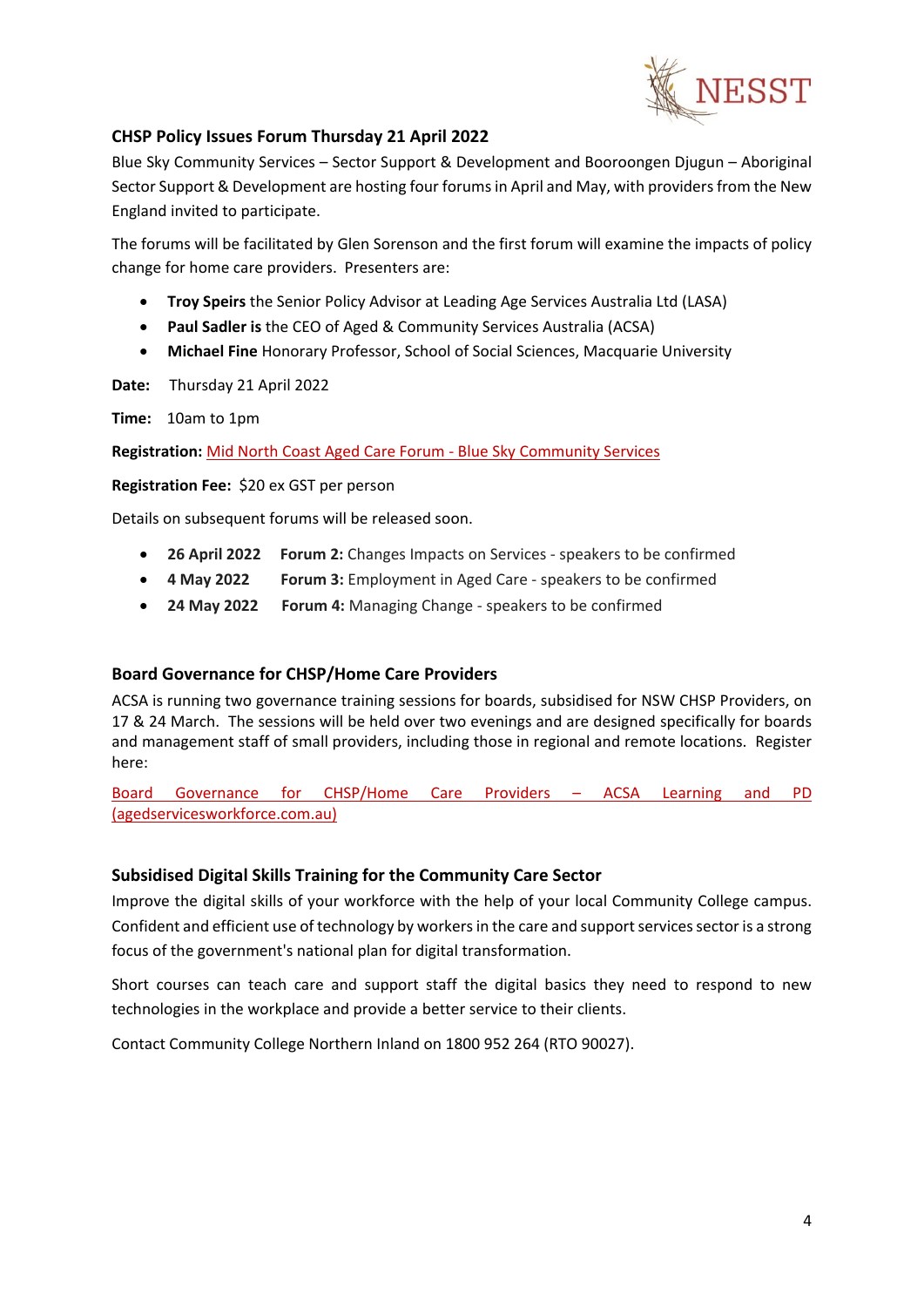## CHSP Policy Issues Forum Thursday 21 April 2022

Blue Sky Community Services – Sector Support & Development and Booroongen Djugun – Aboriginal Sector Support & Development are hosting four forums in April and May, with providers from the New England invited to participate.

The forums will be facilitated by Glen Sorenson and the first forum will examine the impacts of policy change for home care providers. Presenters are:

- **Troy Speirs** the Senior Policy Advisor at Leading Age Services Australia Ltd (LASA)
- **Paul Sadler is** the CEO of Aged & Community Services Australia (ACSA)
- **Michael Fine** Honorary Professor, School of Social Sciences, Macquarie University

**Date:** Thursday 21 April 2022

**Time:** 10am to 1pm

**Registration:** Mid North Coast Aged Care Forum - Blue Sky Community Services

**Registration Fee:** $20 ex GST per person

Details on subsequent forums will be released soon.

- **26 April 2022** **Forum 2:** Changes Impacts on Services - speakers to be confirmed
- **4 May 2022** **Forum 3:** Employment in Aged Care - speakers to be confirmed
- **24 May 2022** **Forum 4:** Managing Change - speakers to be confirmed

## Board Governance for CHSP/Home Care Providers

ACSA is running two governance training sessions for boards, subsidised for NSW CHSP Providers, on 17 & 24 March. The sessions will be held over two evenings and are designed specifically for boards and management staff of small providers, including those in regional and remote locations. Register here:

Board Governance for CHSP/Home Care Providers – ACSA Learning and PD (agedservicesworkforce.com.au)

## Subsidised Digital Skills Training for the Community Care Sector

Improve the digital skills of your workforce with the help of your local Community College campus. Confident and efficient use of technology by workers in the care and support services sector is a strong focus of the government's national plan for digital transformation.

Short courses can teach care and support staff the digital basics they need to respond to new technologies in the workplace and provide a better service to their clients.

Contact Community College Northern Inland on 1800 952 264 (RTO 90027).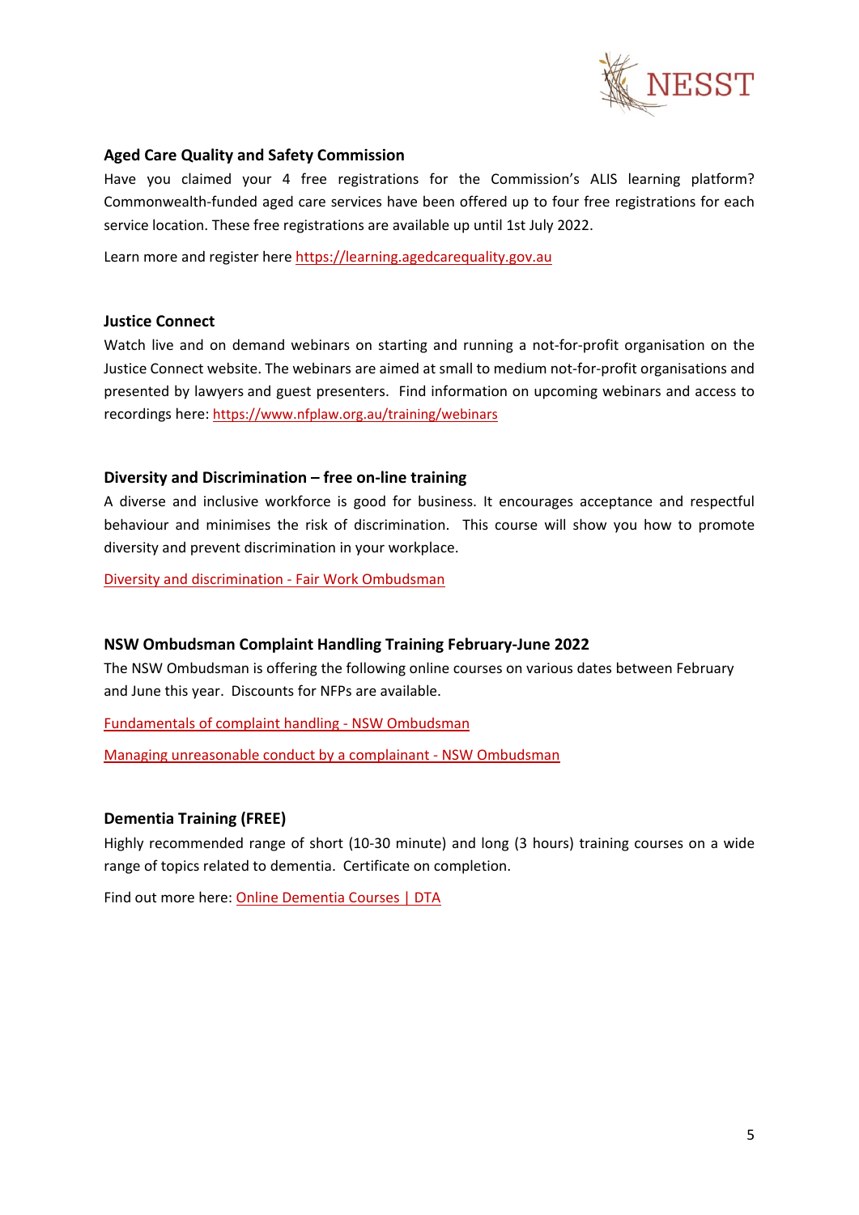### Aged Care Quality and Safety Commission

Have you claimed your 4 free registrations for the Commission's ALIS learning platform? Commonwealth-funded aged care services have been offered up to four free registrations for each service location. These free registrations are available up until 1st July 2022.

Learn more and register here https://learning.agedcarequality.gov.au

### Justice Connect

Watch live and on demand webinars on starting and running a not-for-profit organisation on the Justice Connect website. The webinars are aimed at small to medium not-for-profit organisations and presented by lawyers and guest presenters. Find information on upcoming webinars and access to recordings here: https://www.nfplaw.org.au/training/webinars

### Diversity and Discrimination – free on-line training

A diverse and inclusive workforce is good for business. It encourages acceptance and respectful behaviour and minimises the risk of discrimination. This course will show you how to promote diversity and prevent discrimination in your workplace.

Diversity and discrimination - Fair Work Ombudsman

### NSW Ombudsman Complaint Handling Training February-June 2022

The NSW Ombudsman is offering the following online courses on various dates between February and June this year. Discounts for NFPs are available.

Fundamentals of complaint handling - NSW Ombudsman

Managing unreasonable conduct by a complainant - NSW Ombudsman

### Dementia Training (FREE)

Highly recommended range of short (10-30 minute) and long (3 hours) training courses on a wide range of topics related to dementia. Certificate on completion.

Find out more here: Online Dementia Courses | DTA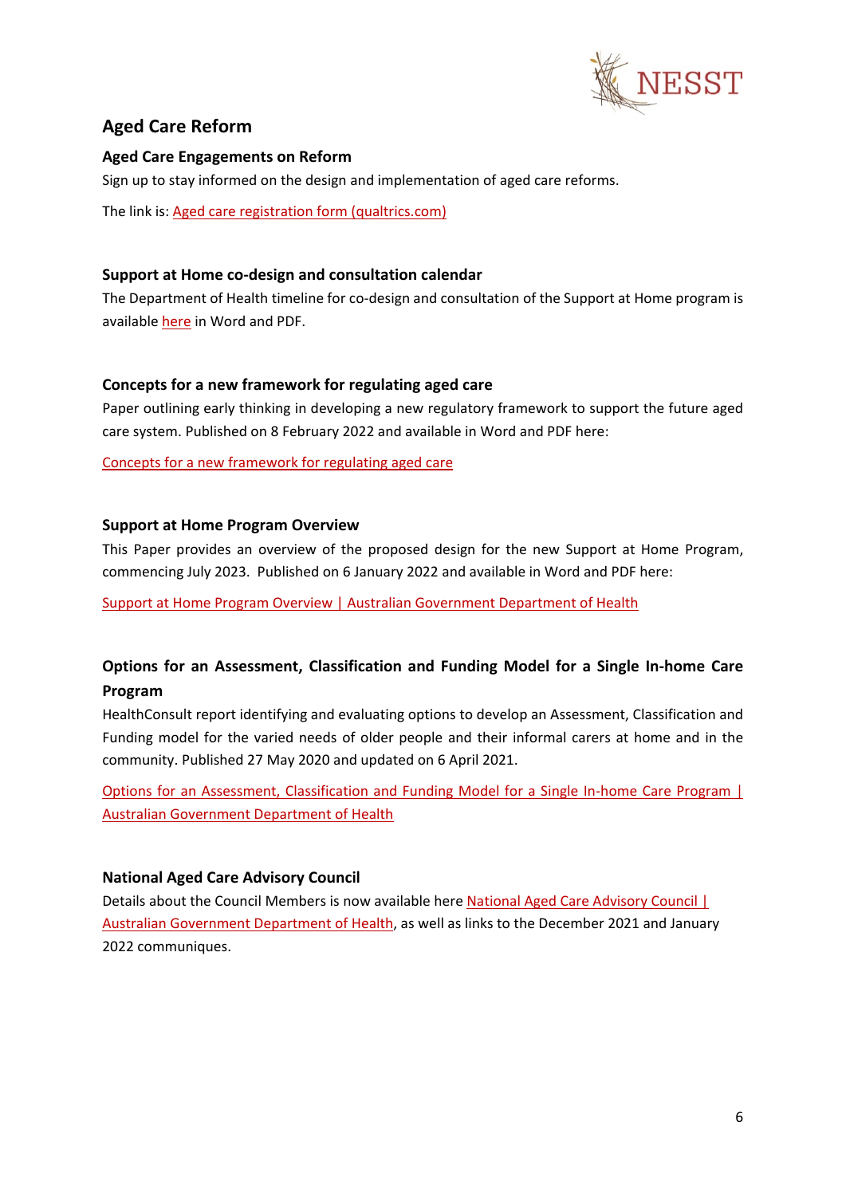## Aged Care Reform

### Aged Care Engagements on Reform

Sign up to stay informed on the design and implementation of aged care reforms.

The link is: Aged care registration form (qualtrics.com)

### Support at Home co-design and consultation calendar

The Department of Health timeline for co-design and consultation of the Support at Home program is available here in Word and PDF.

### Concepts for a new framework for regulating aged care

Paper outlining early thinking in developing a new regulatory framework to support the future aged care system. Published on 8 February 2022 and available in Word and PDF here:

Concepts for a new framework for regulating aged care

### Support at Home Program Overview

This Paper provides an overview of the proposed design for the new Support at Home Program, commencing July 2023. Published on 6 January 2022 and available in Word and PDF here:

Support at Home Program Overview | Australian Government Department of Health

### Options for an Assessment, Classification and Funding Model for a Single In-home Care Program

HealthConsult report identifying and evaluating options to develop an Assessment, Classification and Funding model for the varied needs of older people and their informal carers at home and in the community. Published 27 May 2020 and updated on 6 April 2021.

Options for an Assessment, Classification and Funding Model for a Single In-home Care Program | Australian Government Department of Health

### National Aged Care Advisory Council

Details about the Council Members is now available here National Aged Care Advisory Council | Australian Government Department of Health, as well as links to the December 2021 and January 2022 communiques.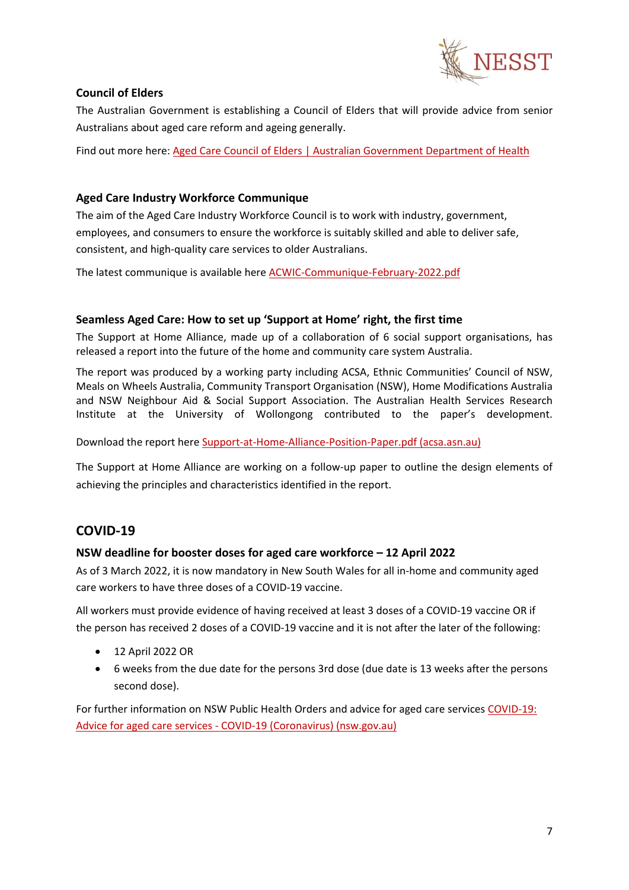### Council of Elders

The Australian Government is establishing a Council of Elders that will provide advice from senior Australians about aged care reform and ageing generally.

Find out more here: Aged Care Council of Elders | Australian Government Department of Health

### Aged Care Industry Workforce Communique

The aim of the Aged Care Industry Workforce Council is to work with industry, government, employees, and consumers to ensure the workforce is suitably skilled and able to deliver safe, consistent, and high-quality care services to older Australians.

The latest communique is available here ACWIC-Communique-February-2022.pdf

### Seamless Aged Care: How to set up 'Support at Home' right, the first time

The Support at Home Alliance, made up of a collaboration of 6 social support organisations, has released a report into the future of the home and community care system Australia.

The report was produced by a working party including ACSA, Ethnic Communities' Council of NSW, Meals on Wheels Australia, Community Transport Organisation (NSW), Home Modifications Australia and NSW Neighbour Aid & Social Support Association. The Australian Health Services Research Institute at the University of Wollongong contributed to the paper's development.

Download the report here Support-at-Home-Alliance-Position-Paper.pdf (acsa.asn.au)

The Support at Home Alliance are working on a follow-up paper to outline the design elements of achieving the principles and characteristics identified in the report.

## COVID-19

### NSW deadline for booster doses for aged care workforce – 12 April 2022

As of 3 March 2022, it is now mandatory in New South Wales for all in-home and community aged care workers to have three doses of a COVID-19 vaccine.

All workers must provide evidence of having received at least 3 doses of a COVID-19 vaccine OR if the person has received 2 doses of a COVID-19 vaccine and it is not after the later of the following:

- 12 April 2022 OR
- 6 weeks from the due date for the persons 3rd dose (due date is 13 weeks after the persons second dose).

For further information on NSW Public Health Orders and advice for aged care services COVID-19: Advice for aged care services - COVID-19 (Coronavirus) (nsw.gov.au)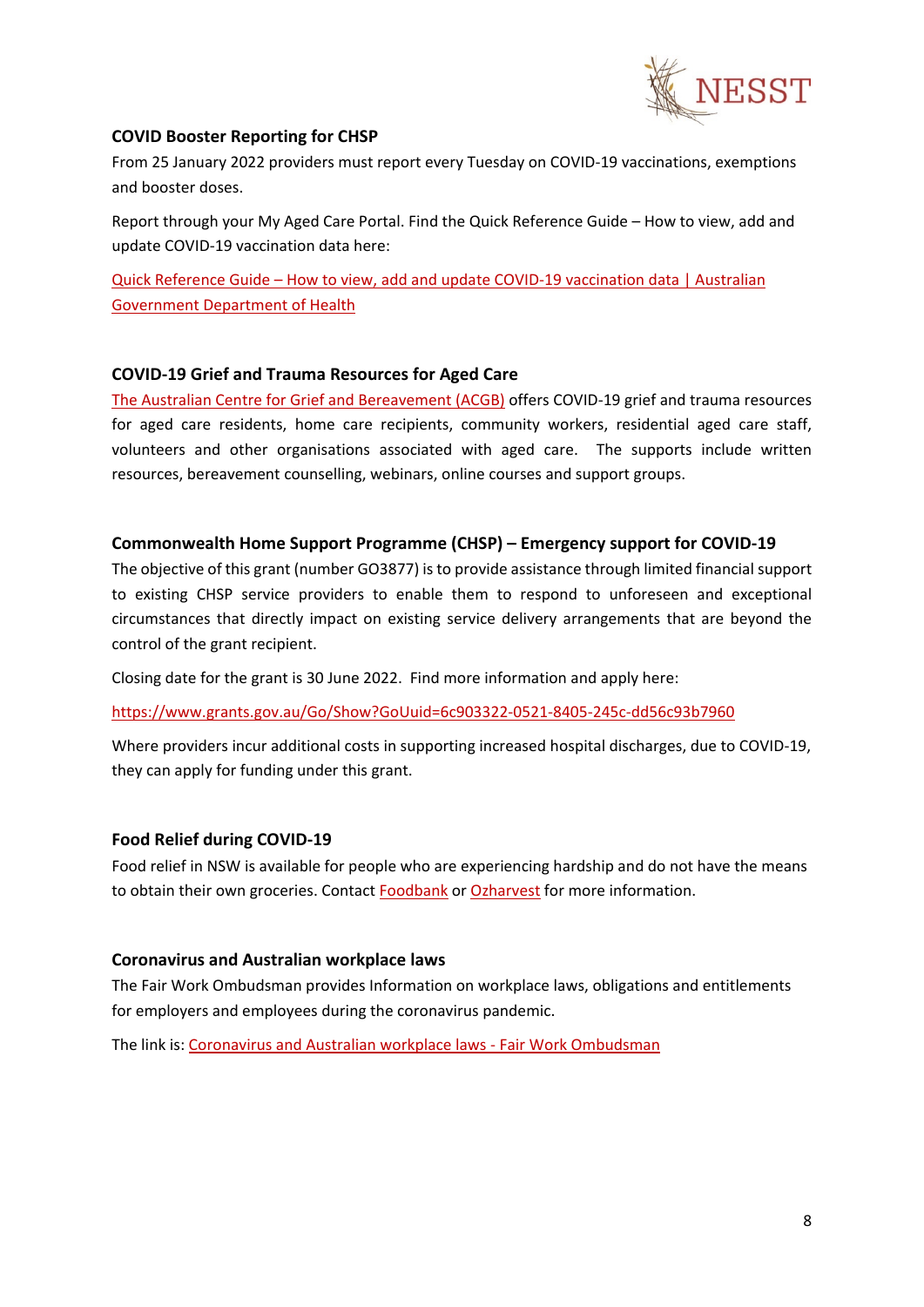### COVID Booster Reporting for CHSP

From 25 January 2022 providers must report every Tuesday on COVID-19 vaccinations, exemptions and booster doses.

Report through your My Aged Care Portal. Find the Quick Reference Guide – How to view, add and update COVID-19 vaccination data here:

Quick Reference Guide – How to view, add and update COVID-19 vaccination data | Australian Government Department of Health

### COVID-19 Grief and Trauma Resources for Aged Care

The Australian Centre for Grief and Bereavement (ACGB) offers COVID-19 grief and trauma resources for aged care residents, home care recipients, community workers, residential aged care staff, volunteers and other organisations associated with aged care. The supports include written resources, bereavement counselling, webinars, online courses and support groups.

### Commonwealth Home Support Programme (CHSP) – Emergency support for COVID-19

The objective of this grant (number GO3877) is to provide assistance through limited financial support to existing CHSP service providers to enable them to respond to unforeseen and exceptional circumstances that directly impact on existing service delivery arrangements that are beyond the control of the grant recipient.

Closing date for the grant is 30 June 2022. Find more information and apply here:

https://www.grants.gov.au/Go/Show?GoUuid=6c903322-0521-8405-245c-dd56c93b7960

Where providers incur additional costs in supporting increased hospital discharges, due to COVID-19, they can apply for funding under this grant.

### Food Relief during COVID-19

Food relief in NSW is available for people who are experiencing hardship and do not have the means to obtain their own groceries. Contact Foodbank or Ozharvest for more information.

### Coronavirus and Australian workplace laws

The Fair Work Ombudsman provides Information on workplace laws, obligations and entitlements for employers and employees during the coronavirus pandemic.

The link is: Coronavirus and Australian workplace laws - Fair Work Ombudsman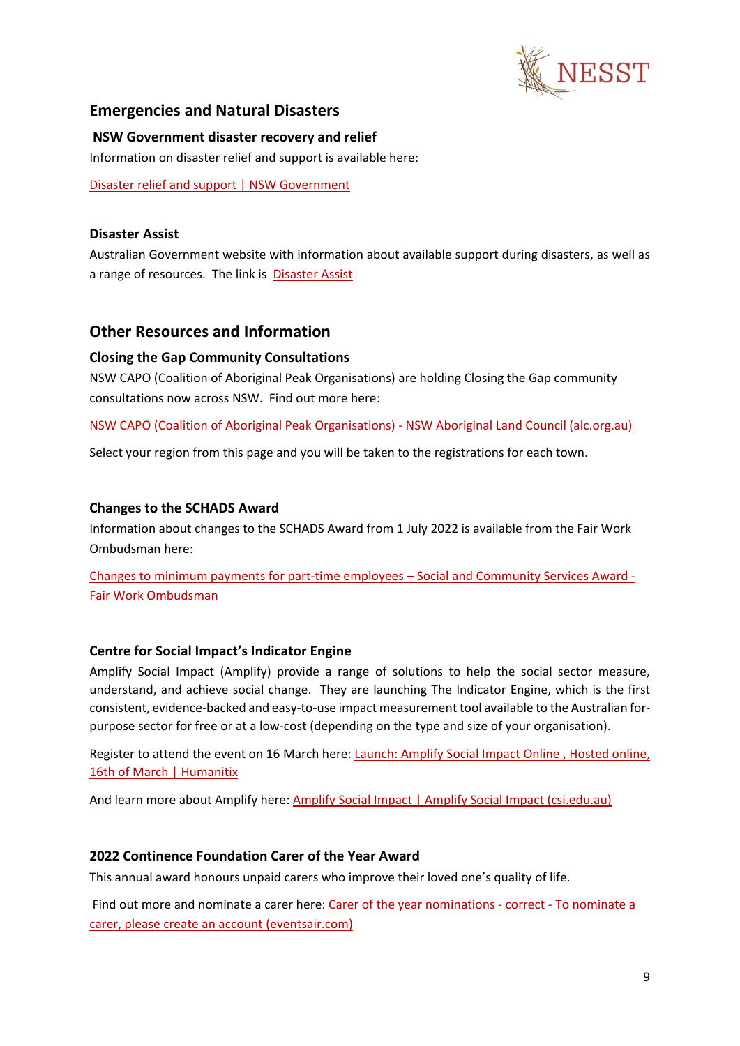## Emergencies and Natural Disasters

### NSW Government disaster recovery and relief

Information on disaster relief and support is available here:

Disaster relief and support | NSW Government

### Disaster Assist

Australian Government website with information about available support during disasters, as well as a range of resources. The link is Disaster Assist

## Other Resources and Information

### Closing the Gap Community Consultations

NSW CAPO (Coalition of Aboriginal Peak Organisations) are holding Closing the Gap community consultations now across NSW. Find out more here:

NSW CAPO (Coalition of Aboriginal Peak Organisations) - NSW Aboriginal Land Council (alc.org.au)

Select your region from this page and you will be taken to the registrations for each town.

### Changes to the SCHADS Award

Information about changes to the SCHADS Award from 1 July 2022 is available from the Fair Work Ombudsman here:

Changes to minimum payments for part-time employees – Social and Community Services Award - Fair Work Ombudsman

### Centre for Social Impact's Indicator Engine

Amplify Social Impact (Amplify) provide a range of solutions to help the social sector measure, understand, and achieve social change. They are launching The Indicator Engine, which is the first consistent, evidence-backed and easy-to-use impact measurement tool available to the Australian for-purpose sector for free or at a low-cost (depending on the type and size of your organisation).

Register to attend the event on 16 March here: Launch: Amplify Social Impact Online , Hosted online, 16th of March | Humanitix

And learn more about Amplify here: Amplify Social Impact | Amplify Social Impact (csi.edu.au)

### 2022 Continence Foundation Carer of the Year Award

This annual award honours unpaid carers who improve their loved one's quality of life.

Find out more and nominate a carer here: Carer of the year nominations - correct - To nominate a carer, please create an account (eventsair.com)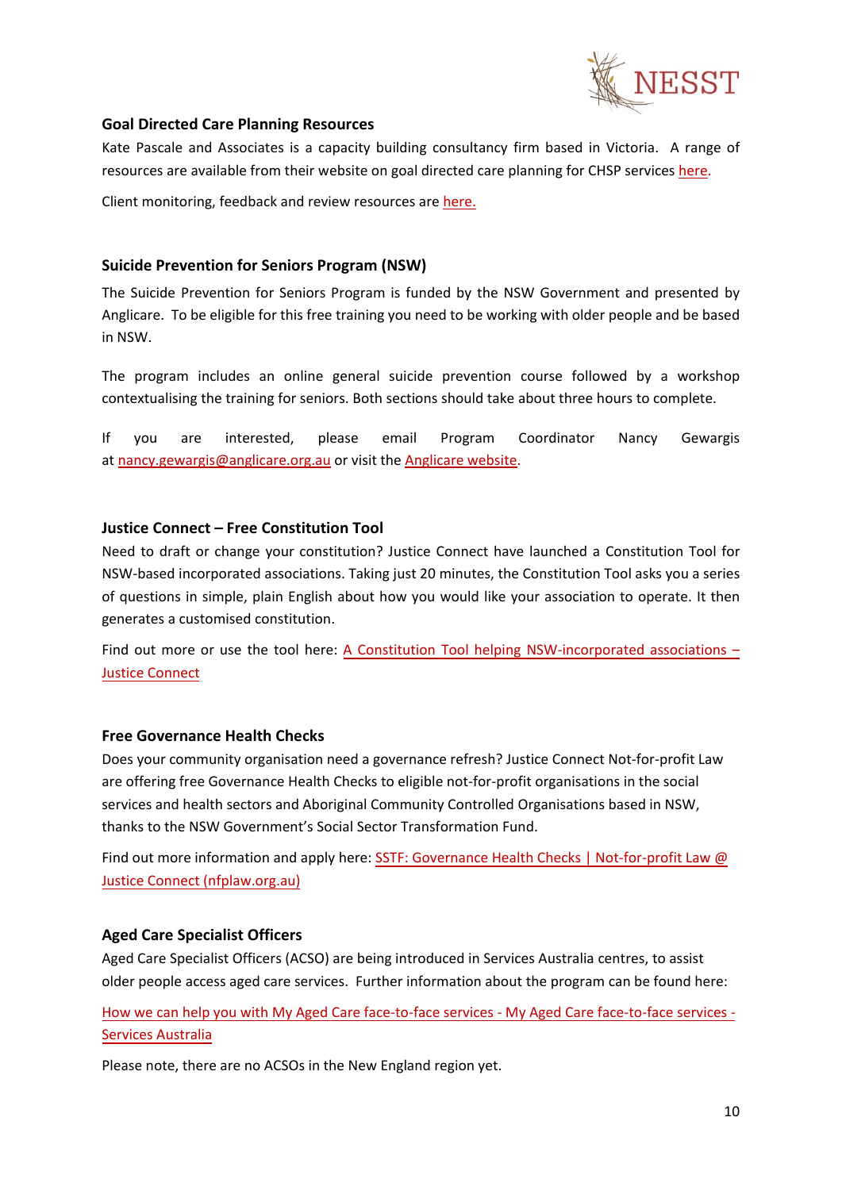### Goal Directed Care Planning Resources

Kate Pascale and Associates is a capacity building consultancy firm based in Victoria. A range of resources are available from their website on goal directed care planning for CHSP services here.

Client monitoring, feedback and review resources are here.

### Suicide Prevention for Seniors Program (NSW)

The Suicide Prevention for Seniors Program is funded by the NSW Government and presented by Anglicare. To be eligible for this free training you need to be working with older people and be based in NSW.

The program includes an online general suicide prevention course followed by a workshop contextualising the training for seniors. Both sections should take about three hours to complete.

If you are interested, please email Program Coordinator Nancy Gewargis at nancy.gewargis@anglicare.org.au or visit the Anglicare website.

### Justice Connect – Free Constitution Tool

Need to draft or change your constitution? Justice Connect have launched a Constitution Tool for NSW-based incorporated associations. Taking just 20 minutes, the Constitution Tool asks you a series of questions in simple, plain English about how you would like your association to operate. It then generates a customised constitution.

Find out more or use the tool here: A Constitution Tool helping NSW-incorporated associations – Justice Connect

### Free Governance Health Checks

Does your community organisation need a governance refresh? Justice Connect Not-for-profit Law are offering free Governance Health Checks to eligible not-for-profit organisations in the social services and health sectors and Aboriginal Community Controlled Organisations based in NSW, thanks to the NSW Government's Social Sector Transformation Fund.

Find out more information and apply here: SSTF: Governance Health Checks | Not-for-profit Law @ Justice Connect (nfplaw.org.au)

### Aged Care Specialist Officers

Aged Care Specialist Officers (ACSO) are being introduced in Services Australia centres, to assist older people access aged care services. Further information about the program can be found here:

How we can help you with My Aged Care face-to-face services - My Aged Care face-to-face services - Services Australia

Please note, there are no ACSOs in the New England region yet.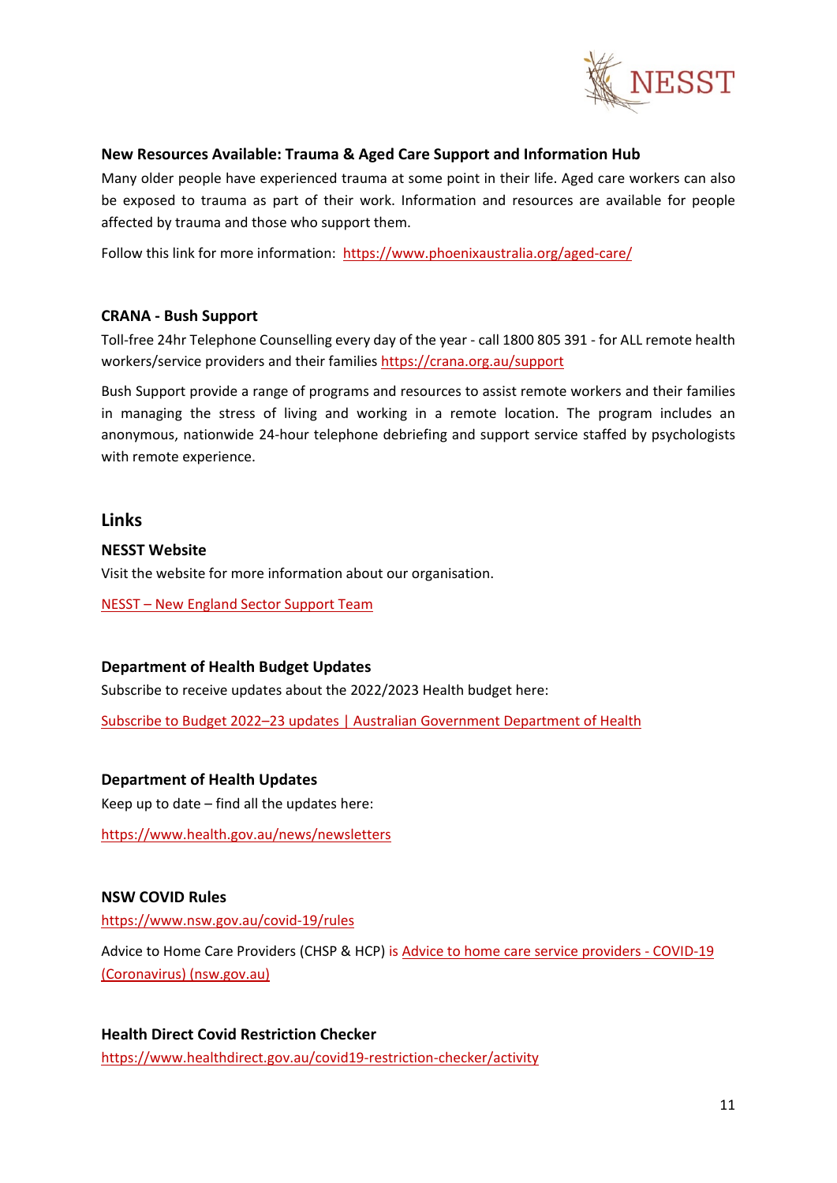### New Resources Available: Trauma & Aged Care Support and Information Hub

Many older people have experienced trauma at some point in their life. Aged care workers can also be exposed to trauma as part of their work. Information and resources are available for people affected by trauma and those who support them.

Follow this link for more information: https://www.phoenixaustralia.org/aged-care/

### CRANA - Bush Support

Toll-free 24hr Telephone Counselling every day of the year - call 1800 805 391 - for ALL remote health workers/service providers and their families https://crana.org.au/support

Bush Support provide a range of programs and resources to assist remote workers and their families in managing the stress of living and working in a remote location. The program includes an anonymous, nationwide 24-hour telephone debriefing and support service staffed by psychologists with remote experience.

## Links

### NESST Website

Visit the website for more information about our organisation.

NESST – New England Sector Support Team

### Department of Health Budget Updates

Subscribe to receive updates about the 2022/2023 Health budget here:

Subscribe to Budget 2022–23 updates | Australian Government Department of Health

### Department of Health Updates

Keep up to date – find all the updates here:

https://www.health.gov.au/news/newsletters

### NSW COVID Rules

https://www.nsw.gov.au/covid-19/rules

Advice to Home Care Providers (CHSP & HCP) is Advice to home care service providers - COVID-19 (Coronavirus) (nsw.gov.au)

### Health Direct Covid Restriction Checker

https://www.healthdirect.gov.au/covid19-restriction-checker/activity